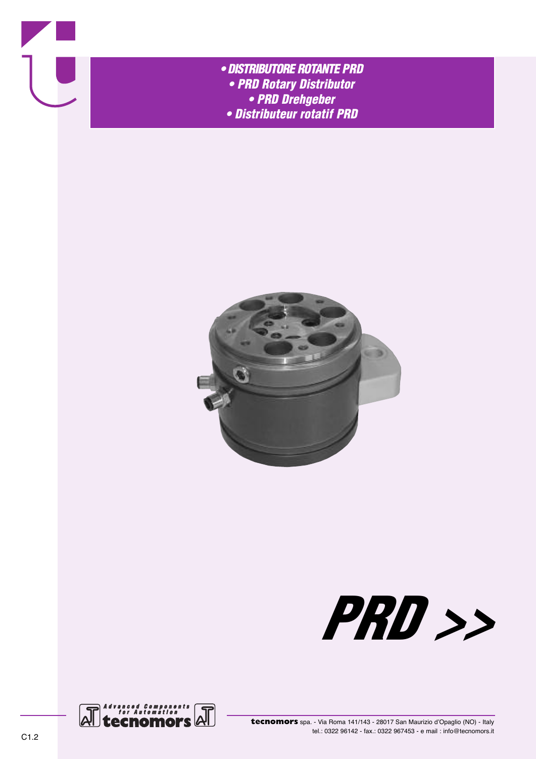# • DISTRIBUTORE ROTANTE PRD
# • PRD Rotary Distributor
# • PRD Drehgeber
# • Distributeur rotatif PRD

**PRD >>**

Advanced Components for Automation
tecnomors

**tecnomors** spa. - Via Roma 141/143 - 28017 San Maurizio d'Opaglio (NO) - Italy
tel.: 0322 96142 - fax.: 0322 967453 - e mail : info@tecnomors.it

C1.2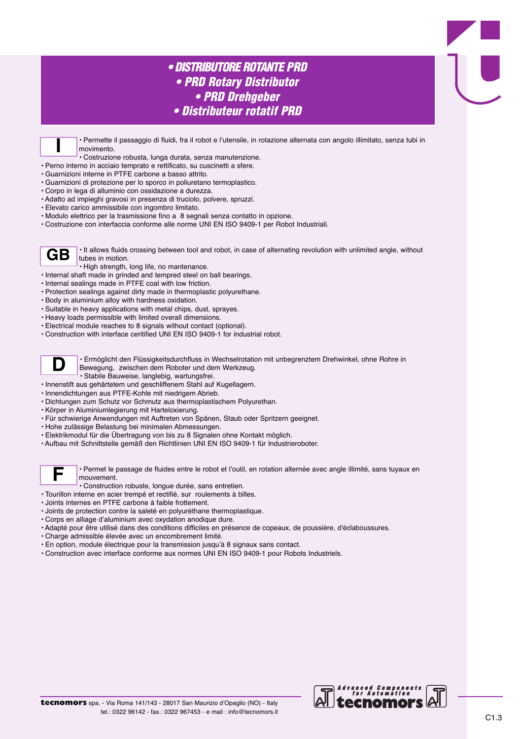# • DISTRIBUTORE ROTANTE PRD
# • PRD Rotary Distributor
# • PRD Drehgeber
# • Distributeur rotatif PRD

**I**

- Permette il passaggio di fluidi, fra il robot e l'utensile, in rotazione alternata con angolo illimitato, senza tubi in movimento.
- Costruzione robusta, lunga durata, senza manutenzione.
- Perno interno in acciaio temprato e rettificato, su cuscinetti a sfere.
- Guarnizioni interne in PTFE carbone a basso attrito.
- Guarnizioni di protezione per lo sporco in poliuretano termoplastico.
- Corpo in lega di alluminio con ossidazione a durezza.
- Adatto ad impieghi gravosi in presenza di truciolo, polvere, spruzzi.
- Elevato carico ammissibile con ingombro limitato.
- Modulo elettrico per la trasmissione fino a 8 segnali senza contatto in opzione.
- Costruzione con interfaccia conforme alle norme UNI EN ISO 9409-1 per Robot Industriali.

**GB**

- It allows fluids crossing between tool and robot, in case of alternating revolution with unlimited angle, without tubes in motion.
- High strength, long life, no mantenance.
- Internal shaft made in grinded and tempred steel on ball bearings.
- Internal sealings made in PTFE coal with low friction.
- Protection sealings against dirty made in thermoplastic polyurethane.
- Body in aluminium alloy with hardness oxidation.
- Suitable in heavy applications with metal chips, dust, sprayes.
- Heavy loads permissible with limited overall dimensions.
- Electrical module reaches to 8 signals without contact (optional).
- Construction with interface ceritified UNI EN ISO 9409-1 for industrial robot.

**D**

- Ermöglicht den Flüssigkeitsdurchfluss in Wechselrotation mit unbegrenztem Drehwinkel, ohne Rohre in Bewegung, zwischen dem Roboter und dem Werkzeug.
- Stabile Bauweise, langlebig, wartungsfrei.
- Innenstift aus gehärtetem und geschliffenem Stahl auf Kugellagern.
- Innendichtungen aus PTFE-Kohle mit niedrigem Abrieb.
- Dichtungen zum Schutz vor Schmutz aus thermoplastischem Polyurethan.
- Körper in Aluminiumlegierung mit Harteloxierung.
- Für schwierige Anwendungen mit Auftreten von Spänen, Staub oder Spritzern geeignet.
- Hohe zulässige Belastung bei minimalen Abmessungen.
- Elektrikmodul für die Übertragung von bis zu 8 Signalen ohne Kontakt möglich.
- Aufbau mit Schnittstelle gemäß den Richtlinien UNI EN ISO 9409-1 für Industrieroboter.

**F**

- Permet le passage de fluides entre le robot et l'outil, en rotation alternée avec angle illimité, sans tuyaux en mouvement.
- Construction robuste, longue durée, sans entretien.
- Tourillon interne en acier trempé et rectifié, sur roulements à billes.
- Joints internes en PTFE carbone à faible frottement.
- Joints de protection contre la saleté en polyuréthane thermoplastique.
- Corps en alliage d'aluminium avec oxydation anodique dure.
- Adapté pour être utilisé dans des conditions difficiles en présence de copeaux, de poussière, d'éclaboussures.
- Charge admissible élevée avec un encombrement limité.
- En option, module électrique pour la transmission jusqu'à 8 signaux sans contact.
- Construction avec interface conforme aux normes UNI EN ISO 9409-1 pour Robots Industriels.

**tecnomors** spa. - Via Roma 141/143 - 28017 San Maurizio d'Opaglio (NO) - Italy
tel.: 0322 96142 - fax.: 0322 967453 - e mail : info@tecnomors.it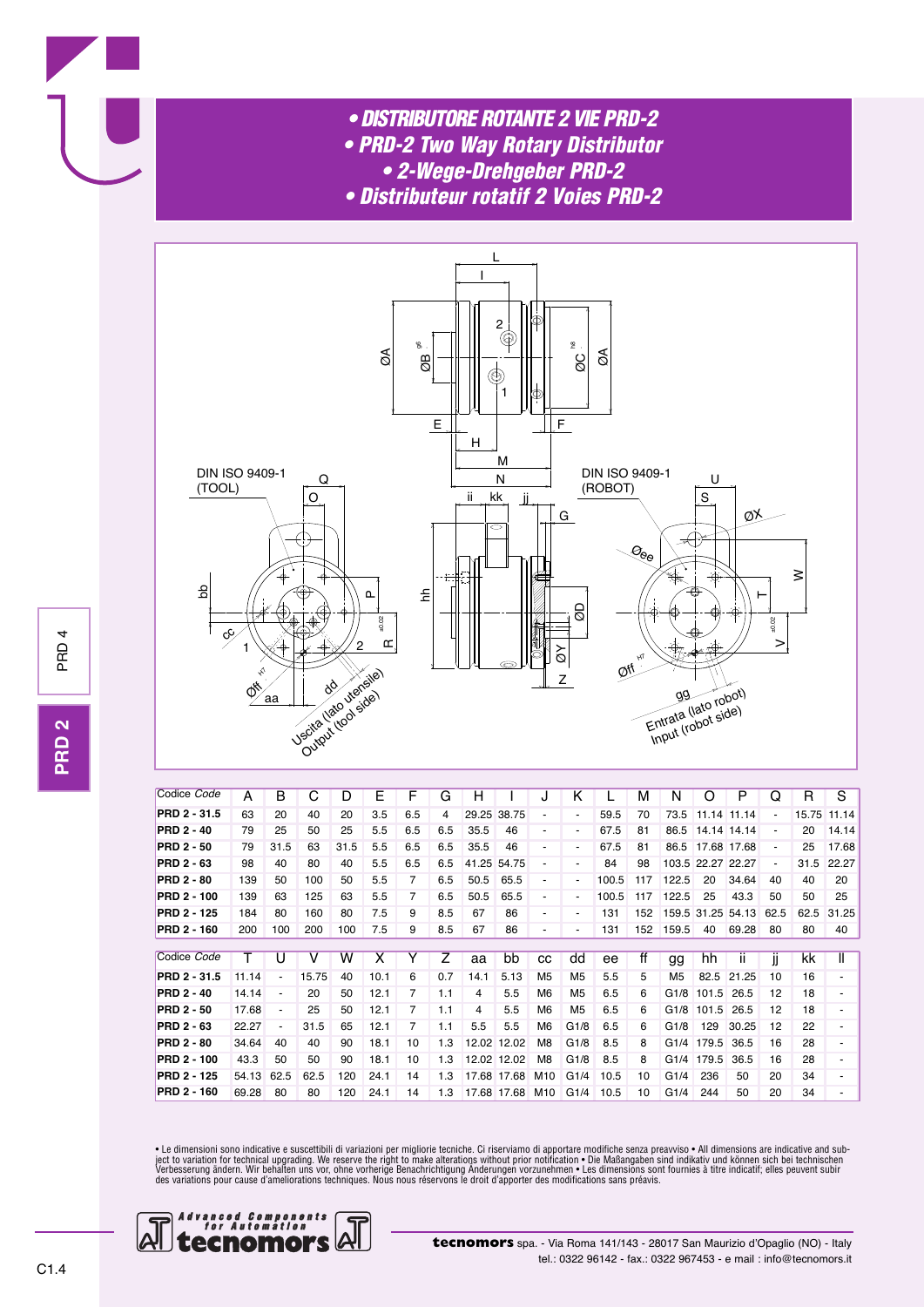# • DISTRIBUTORE ROTANTE 2 VIE PRD-2
# • PRD-2 Two Way Rotary Distributor
# • 2-Wege-Drehgeber PRD-2
# • Distributeur rotatif 2 Voies PRD-2

DIN ISO 9409-1 (TOOL)

DIN ISO 9409-1 (ROBOT)

Uscita (lato utensile) Output (tool side)

Entrata (lato robot) Input (robot side)

| Codice *Code* | A | B | C | D | E | F | G | H | I | J | K | L | M | N | O | P | Q | R | S |
|---|---|---|---|---|---|---|---|---|---|---|---|---|---|---|---|---|---|---|---|
| **PRD 2 - 31.5** | 63 | 20 | 40 | 20 | 3.5 | 6.5 | 4 | 29.25 | 38.75 | - | - | 59.5 | 70 | 73.5 | 11.14 | 11.14 | - | 15.75 | 11.14 |
| **PRD 2 - 40** | 79 | 25 | 50 | 25 | 5.5 | 6.5 | 6.5 | 35.5 | 46 | - | - | 67.5 | 81 | 86.5 | 14.14 | 14.14 | - | 20 | 14.14 |
| **PRD 2 - 50** | 79 | 31.5 | 63 | 31.5 | 5.5 | 6.5 | 6.5 | 35.5 | 46 | - | - | 67.5 | 81 | 86.5 | 17.68 | 17.68 | - | 25 | 17.68 |
| **PRD 2 - 63** | 98 | 40 | 80 | 40 | 5.5 | 6.5 | 6.5 | 41.25 | 54.75 | - | - | 84 | 98 | 103.5 | 22.27 | 22.27 | - | 31.5 | 22.27 |
| **PRD 2 - 80** | 139 | 50 | 100 | 50 | 5.5 | 7 | 6.5 | 50.5 | 65.5 | - | - | 100.5 | 117 | 122.5 | 20 | 34.64 | 40 | 40 | 20 |
| **PRD 2 - 100** | 139 | 63 | 125 | 63 | 5.5 | 7 | 6.5 | 50.5 | 65.5 | - | - | 100.5 | 117 | 122.5 | 25 | 43.3 | 50 | 50 | 25 |
| **PRD 2 - 125** | 184 | 80 | 160 | 80 | 7.5 | 9 | 8.5 | 67 | 86 | - | - | 131 | 152 | 159.5 | 31.25 | 54.13 | 62.5 | 62.5 | 31.25 |
| **PRD 2 - 160** | 200 | 100 | 200 | 100 | 7.5 | 9 | 8.5 | 67 | 86 | - | - | 131 | 152 | 159.5 | 40 | 69.28 | 80 | 80 | 40 |

| Codice *Code* | T | U | V | W | X | Y | Z | aa | bb | cc | dd | ee | ff | gg | hh | ii | jj | kk | ll |
|---|---|---|---|---|---|---|---|---|---|---|---|---|---|---|---|---|---|---|---|
| **PRD 2 - 31.5** | 11.14 | - | 15.75 | 40 | 10.1 | 6 | 0.7 | 14.1 | 5.13 | M5 | M5 | 5.5 | 5 | M5 | 82.5 | 21.25 | 10 | 16 | - |
| **PRD 2 - 40** | 14.14 | - | 20 | 50 | 12.1 | 7 | 1.1 | 4 | 5.5 | M6 | M5 | 6.5 | 6 | G1/8 | 101.5 | 26.5 | 12 | 18 | - |
| **PRD 2 - 50** | 17.68 | - | 25 | 50 | 12.1 | 7 | 1.1 | 4 | 5.5 | M6 | M5 | 6.5 | 6 | G1/8 | 101.5 | 26.5 | 12 | 18 | - |
| **PRD 2 - 63** | 22.27 | - | 31.5 | 65 | 12.1 | 7 | 1.1 | 5.5 | 5.5 | M6 | G1/8 | 6.5 | 6 | G1/8 | 129 | 30.25 | 12 | 22 | - |
| **PRD 2 - 80** | 34.64 | 40 | 40 | 90 | 18.1 | 10 | 1.3 | 12.02 | 12.02 | M8 | G1/8 | 8.5 | 8 | G1/4 | 179.5 | 36.5 | 16 | 28 | - |
| **PRD 2 - 100** | 43.3 | 50 | 50 | 90 | 18.1 | 10 | 1.3 | 12.02 | 12.02 | M8 | G1/8 | 8.5 | 8 | G1/4 | 179.5 | 36.5 | 16 | 28 | - |
| **PRD 2 - 125** | 54.13 | 62.5 | 62.5 | 120 | 24.1 | 14 | 1.3 | 17.68 | 17.68 | M10 | G1/4 | 10.5 | 10 | G1/4 | 236 | 50 | 20 | 34 | - |
| **PRD 2 - 160** | 69.28 | 80 | 80 | 120 | 24.1 | 14 | 1.3 | 17.68 | 17.68 | M10 | G1/4 | 10.5 | 10 | G1/4 | 244 | 50 | 20 | 34 | - |

• Le dimensioni sono indicative e suscettibili di variazioni per migliorie tecniche. Ci riserviamo di apportare modifiche senza preavviso • All dimensions are indicative and subject to variation for technical upgrading. We reserve the right to make alterations without prior notification • Die Maßangaben sind indikativ und können sich bei technischen Verbesserung ändern. Wir behalten uns vor, ohne vorherige Benachrichtigung Änderungen vorzunehmen • Les dimensions sont fournies à titre indicatif; elles peuvent subir des variations pour cause d'ameliorations techniques. Nous nous réservons le droit d'apporter des modifications sans préavis.

Advanced Components for Automation tecnomors

**tecnomors** spa. - Via Roma 141/143 - 28017 San Maurizio d'Opaglio (NO) - Italy
tel.: 0322 96142 - fax.: 0322 967453 - e mail : info@tecnomors.it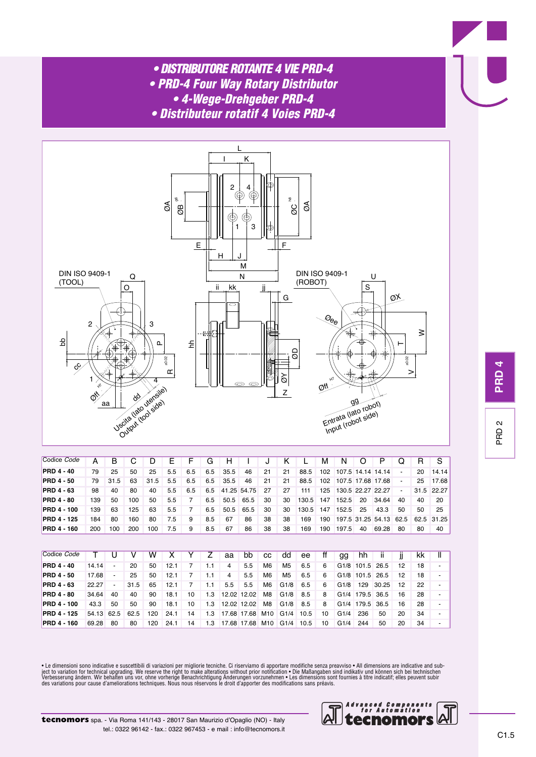# • DISTRIBUTORE ROTANTE 4 VIE PRD-4
# • PRD-4 Four Way Rotary Distributor
# • 4-Wege-Drehgeber PRD-4
# • Distributeur rotatif 4 Voies PRD-4

DIN ISO 9409-1 (TOOL)

DIN ISO 9409-1 (ROBOT)

Uscita (lato utensile) Output (tool side)

Entrata (lato robot) Input (robot side)

| Codice *Code* | A | B | C | D | E | F | G | H | I | J | K | L | M | N | O | P | Q | R | S |
|---|---|---|---|---|---|---|---|---|---|---|---|---|---|---|---|---|---|---|---|
| **PRD 4 - 40** | 79 | 25 | 50 | 25 | 5.5 | 6.5 | 6.5 | 35.5 | 46 | 21 | 21 | 88.5 | 102 | 107.5 | 14.14 | 14.14 | - | 20 | 14.14 |
| **PRD 4 - 50** | 79 | 31.5 | 63 | 31.5 | 5.5 | 6.5 | 6.5 | 35.5 | 46 | 21 | 21 | 88.5 | 102 | 107.5 | 17.68 | 17.68 | - | 25 | 17.68 |
| **PRD 4 - 63** | 98 | 40 | 80 | 40 | 5.5 | 6.5 | 6.5 | 41.25 | 54.75 | 27 | 27 | 111 | 125 | 130.5 | 22.27 | 22.27 | - | 31.5 | 22.27 |
| **PRD 4 - 80** | 139 | 50 | 100 | 50 | 5.5 | 7 | 6.5 | 50.5 | 65.5 | 30 | 30 | 130.5 | 147 | 152.5 | 20 | 34.64 | 40 | 40 | 20 |
| **PRD 4 - 100** | 139 | 63 | 125 | 63 | 5.5 | 7 | 6.5 | 50.5 | 65.5 | 30 | 30 | 130.5 | 147 | 152.5 | 25 | 43.3 | 50 | 50 | 25 |
| **PRD 4 - 125** | 184 | 80 | 160 | 80 | 7.5 | 9 | 8.5 | 67 | 86 | 38 | 38 | 169 | 190 | 197.5 | 31.25 | 54.13 | 62.5 | 62.5 | 31.25 |
| **PRD 4 - 160** | 200 | 100 | 200 | 100 | 7.5 | 9 | 8.5 | 67 | 86 | 38 | 38 | 169 | 190 | 197.5 | 40 | 69.28 | 80 | 80 | 40 |

| Codice *Code* | T | U | V | W | X | Y | Z | aa | bb | cc | dd | ee | ff | gg | hh | ii | jj | kk | ll |
|---|---|---|---|---|---|---|---|---|---|---|---|---|---|---|---|---|---|---|---|
| **PRD 4 - 40** | 14.14 | - | 20 | 50 | 12.1 | 7 | 1.1 | 4 | 5.5 | M6 | M5 | 6.5 | 6 | G1/8 | 101.5 | 26.5 | 12 | 18 | - |
| **PRD 4 - 50** | 17.68 | - | 25 | 50 | 12.1 | 7 | 1.1 | 4 | 5.5 | M6 | M5 | 6.5 | 6 | G1/8 | 101.5 | 26.5 | 12 | 18 | - |
| **PRD 4 - 63** | 22.27 | - | 31.5 | 65 | 12.1 | 7 | 1.1 | 5.5 | 5.5 | M6 | G1/8 | 6.5 | 6 | G1/8 | 129 | 30.25 | 12 | 22 | - |
| **PRD 4 - 80** | 34.64 | 40 | 40 | 90 | 18.1 | 10 | 1.3 | 12.02 | 12.02 | M8 | G1/8 | 8.5 | 8 | G1/4 | 179.5 | 36.5 | 16 | 28 | - |
| **PRD 4 - 100** | 43.3 | 50 | 50 | 90 | 18.1 | 10 | 1.3 | 12.02 | 12.02 | M8 | G1/8 | 8.5 | 8 | G1/4 | 179.5 | 36.5 | 16 | 28 | - |
| **PRD 4 - 125** | 54.13 | 62.5 | 62.5 | 120 | 24.1 | 14 | 1.3 | 17.68 | 17.68 | M10 | G1/4 | 10.5 | 10 | G1/4 | 236 | 50 | 20 | 34 | - |
| **PRD 4 - 160** | 69.28 | 80 | 80 | 120 | 24.1 | 14 | 1.3 | 17.68 | 17.68 | M10 | G1/4 | 10.5 | 10 | G1/4 | 244 | 50 | 20 | 34 | - |

• Le dimensioni sono indicative e suscettibili di variazioni per migliorie tecniche. Ci riserviamo di apportare modifiche senza preavviso • All dimensions are indicative and subject to variation for technical upgrading. We reserve the right to make alterations without prior notification • Die Maßangaben sind indikativ und können sich bei technischen Verbesserung ändern. Wir behalten uns vor, ohne vorherige Benachrichtigung Änderungen vorzunehmen • Les dimensions sont fournies à titre indicatif; elles peuvent subir des variations pour cause d'ameliorations techniques. Nous nous réservons le droit d'apporter des modifications sans préavis.

**tecnomors** spa. - Via Roma 141/143 - 28017 San Maurizio d'Opaglio (NO) - Italy
tel.: 0322 96142 - fax.: 0322 967453 - e mail : info@tecnomors.it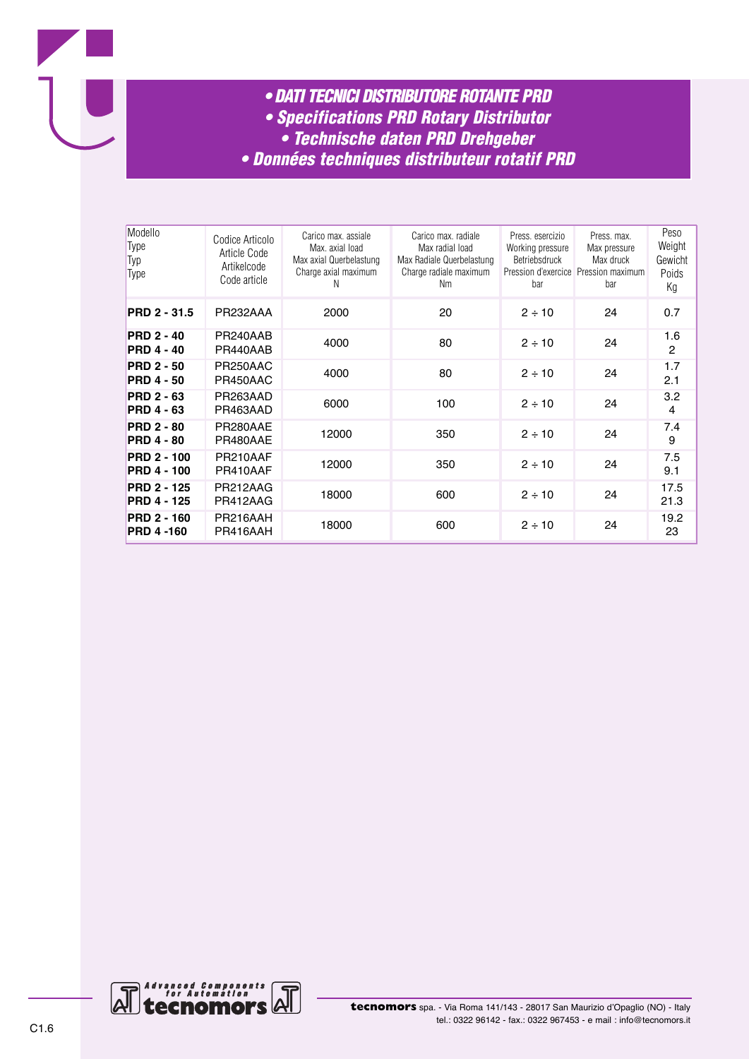# • DATI TECNICI DISTRIBUTORE ROTANTE PRD
# • Specifications PRD Rotary Distributor
# • Technische daten PRD Drehgeber
# • Données techniques distributeur rotatif PRD

| Modello<br>Type<br>Typ<br>Type | Codice Articolo<br>Article Code<br>Artikelcode<br>Code article | Carico max. assiale<br>Max. axial load<br>Max axial Querbelastung<br>Charge axial maximum<br>N | Carico max. radiale<br>Max radial load<br>Max Radiale Querbelastung<br>Charge radiale maximum<br>Nm | Press. esercizio<br>Working pressure<br>Betriebsdruck<br>Pression d'exercice<br>bar | Press. max.<br>Max pressure<br>Max druck<br>Pression maximum<br>bar | Peso<br>Weight<br>Gewicht<br>Poids<br>Kg |
|---|---|---|---|---|---|---|
| **PRD 2 - 31.5** | PR232AAA | 2000 | 20 | 2 ÷ 10 | 24 | 0.7 |
| **PRD 2 - 40**<br>**PRD 4 - 40** | PR240AAB<br>PR440AAB | 4000 | 80 | 2 ÷ 10 | 24 | 1.6<br>2 |
| **PRD 2 - 50**<br>**PRD 4 - 50** | PR250AAC<br>PR450AAC | 4000 | 80 | 2 ÷ 10 | 24 | 1.7<br>2.1 |
| **PRD 2 - 63**<br>**PRD 4 - 63** | PR263AAD<br>PR463AAD | 6000 | 100 | 2 ÷ 10 | 24 | 3.2<br>4 |
| **PRD 2 - 80**<br>**PRD 4 - 80** | PR280AAE<br>PR480AAE | 12000 | 350 | 2 ÷ 10 | 24 | 7.4<br>9 |
| **PRD 2 - 100**<br>**PRD 4 - 100** | PR210AAF<br>PR410AAF | 12000 | 350 | 2 ÷ 10 | 24 | 7.5<br>9.1 |
| **PRD 2 - 125**<br>**PRD 4 - 125** | PR212AAG<br>PR412AAG | 18000 | 600 | 2 ÷ 10 | 24 | 17.5<br>21.3 |
| **PRD 2 - 160**<br>**PRD 4 -160** | PR216AAH<br>PR416AAH | 18000 | 600 | 2 ÷ 10 | 24 | 19.2<br>23 |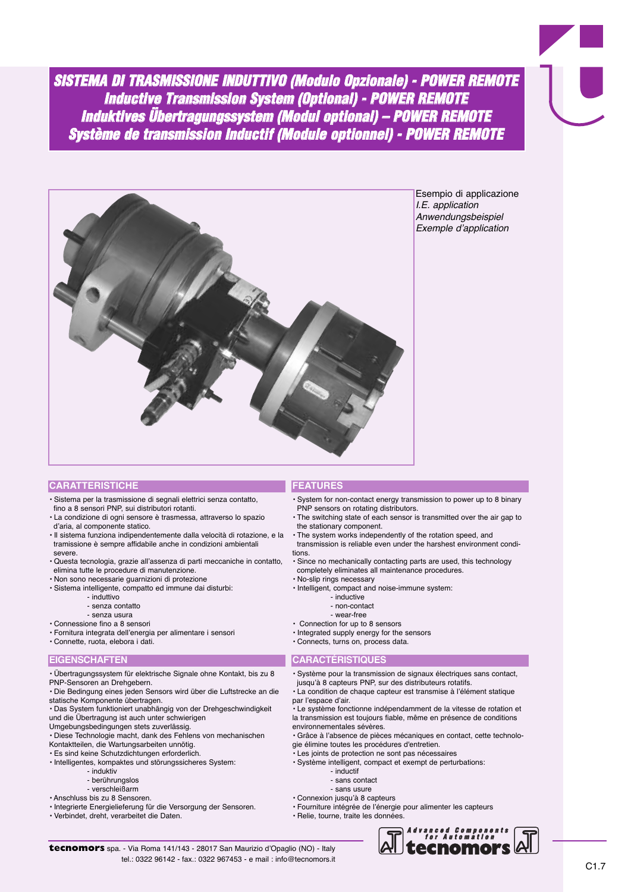# SISTEMA DI TRASMISSIONE INDUTTIVO (Modulo Opzionale) - POWER REMOTE
# Inductive Transmission System (Optional) - POWER REMOTE
# Induktives Übertragungssystem (Modul optional) – POWER REMOTE
# Système de transmission Inductif (Module optionnel) - POWER REMOTE

Esempio di applicazione
*I.E. application*
*Anwendungsbeispiel*
*Exemple d'application*

## CARATTERISTICHE

- Sistema per la trasmissione di segnali elettrici senza contatto, fino a 8 sensori PNP, sui distributori rotanti.
- La condizione di ogni sensore è trasmessa, attraverso lo spazio d'aria, al componente statico.
- Il sistema funziona indipendentemente dalla velocità di rotazione, e la tramissione è sempre affidabile anche in condizioni ambientali severe.
- Questa tecnologia, grazie all'assenza di parti meccaniche in contatto, elimina tutte le procedure di manutenzione.
- Non sono necessarie guarnizioni di protezione
- Sistema intelligente, compatto ed immune dai disturbi:
  - induttivo
  - senza contatto
  - senza usura
- Connessione fino a 8 sensori
- Fornitura integrata dell'energia per alimentare i sensori
- Connette, ruota, elabora i dati.

## FEATURES

- System for non-contact energy transmission to power up to 8 binary PNP sensors on rotating distributors.
- The switching state of each sensor is transmitted over the air gap to the stationary component.
- The system works independently of the rotation speed, and transmission is reliable even under the harshest environment conditions.
- Since no mechanically contacting parts are used, this technology completely eliminates all maintenance procedures.
- No-slip rings necessary
- Intelligent, compact and noise-immune system:
  - inductive
  - non-contact
  - wear-free
- Connection for up to 8 sensors
- Integrated supply energy for the sensors
- Connects, turns on, process data.

## EIGENSCHAFTEN

- Übertragungssystem für elektrische Signale ohne Kontakt, bis zu 8 PNP-Sensoren an Drehgebern.
- Die Bedingung eines jeden Sensors wird über die Luftstrecke an die statische Komponente übertragen.
- Das System funktioniert unabhängig von der Drehgeschwindigkeit und die Übertragung ist auch unter schwierigen Umgebungsbedingungen stets zuverlässig.
- Diese Technologie macht, dank des Fehlens von mechanischen Kontaktteilen, die Wartungsarbeiten unnötig.
- Es sind keine Schutzdichtungen erforderlich.
- Intelligentes, kompaktes und störungssicheres System:
  - induktiv
  - berührungslos
  - verschleißarm
- Anschluss bis zu 8 Sensoren.
- Integrierte Energielieferung für die Versorgung der Sensoren.
- Verbindet, dreht, verarbeitet die Daten.

## CARACTÉRISTIQUES

- Système pour la transmission de signaux électriques sans contact, jusqu'à 8 capteurs PNP, sur des distributeurs rotatifs.
- La condition de chaque capteur est transmise à l'élément statique par l'espace d'air.
- Le système fonctionne indépendamment de la vitesse de rotation et la transmission est toujours fiable, même en présence de conditions environnementales sévères.
- Grâce à l'absence de pièces mécaniques en contact, cette technologie élimine toutes les procédures d'entretien.
- Les joints de protection ne sont pas nécessaires
- Système intelligent, compact et exempt de perturbations:
  - inductif
  - sans contact
  - sans usure
- Connexion jusqu'à 8 capteurs
- Fourniture intégrée de l'énergie pour alimenter les capteurs
- Relie, tourne, traite les données.

**tecnomors** spa. - Via Roma 141/143 - 28017 San Maurizio d'Opaglio (NO) - Italy
tel.: 0322 96142 - fax.: 0322 967453 - e mail : info@tecnomors.it

Advanced Components for Automation tecnomors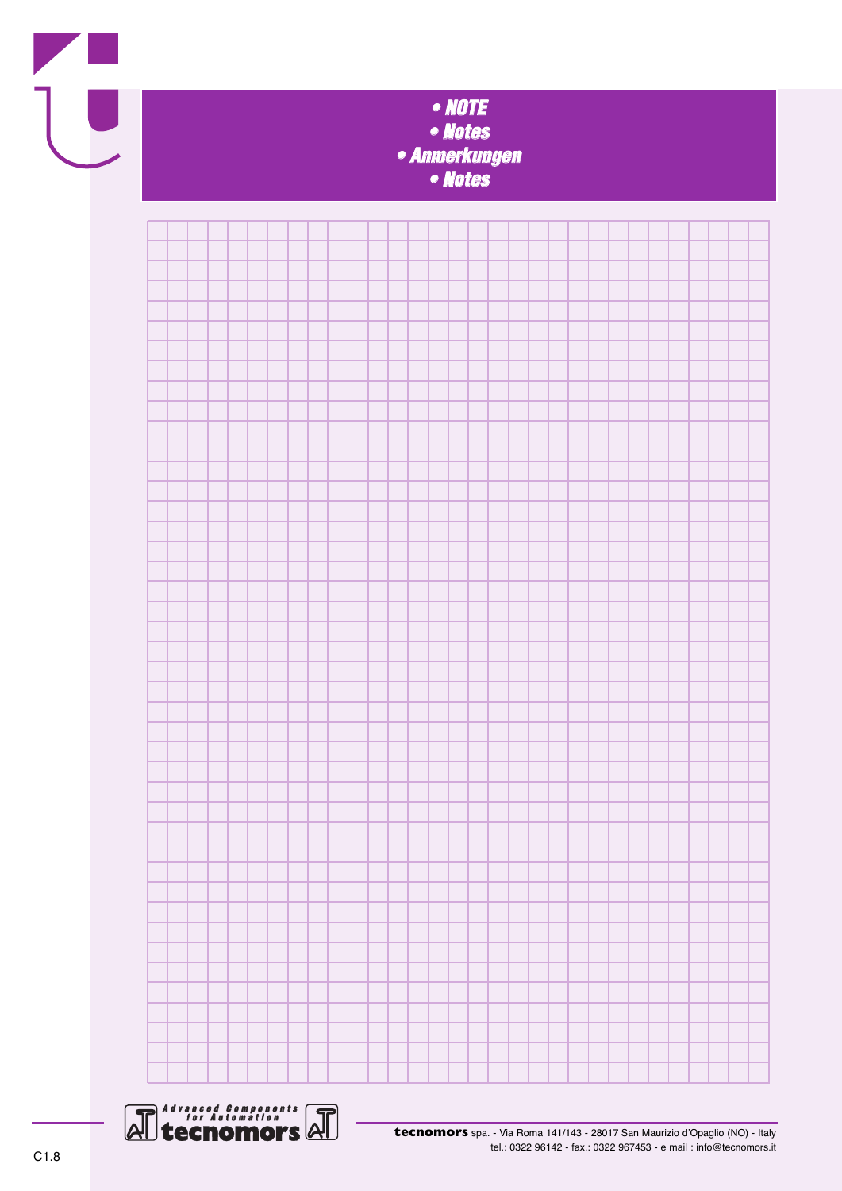# • NOTE
# • Notes
# • Anmerkungen
# • Notes

**tecnomors** spa. - Via Roma 141/143 - 28017 San Maurizio d'Opaglio (NO) - Italy
tel.: 0322 96142 - fax.: 0322 967453 - e mail : info@tecnomors.it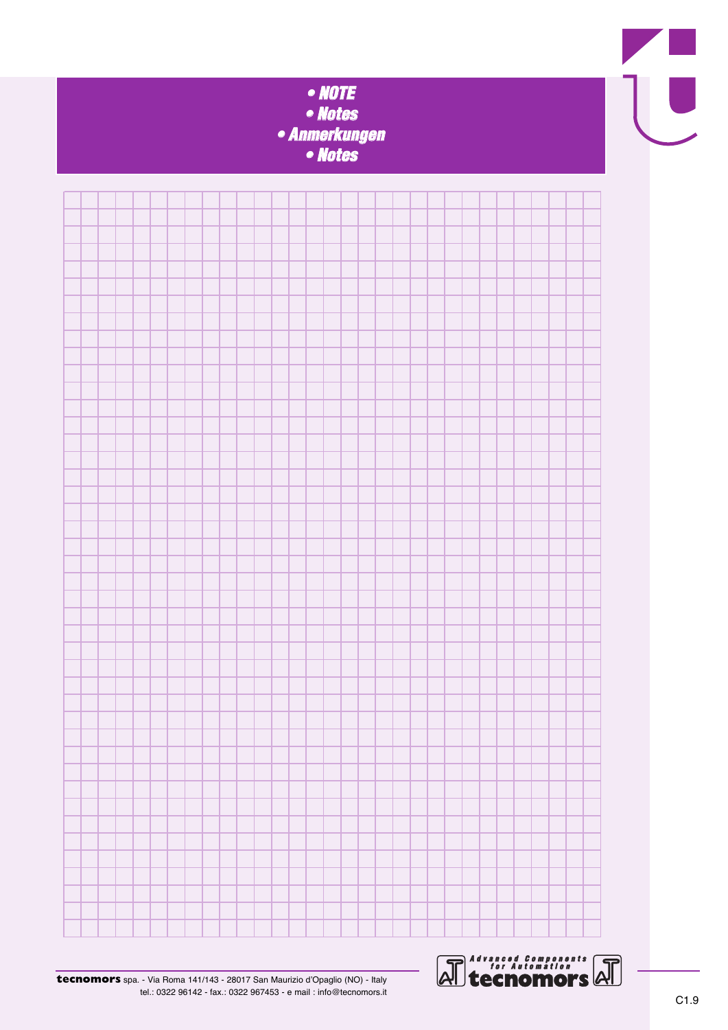# • NOTE
# • Notes
# • Anmerkungen
# • Notes

**tecnomors** spa. - Via Roma 141/143 - 28017 San Maurizio d'Opaglio (NO) - Italy
tel.: 0322 96142 - fax.: 0322 967453 - e mail : info@tecnomors.it